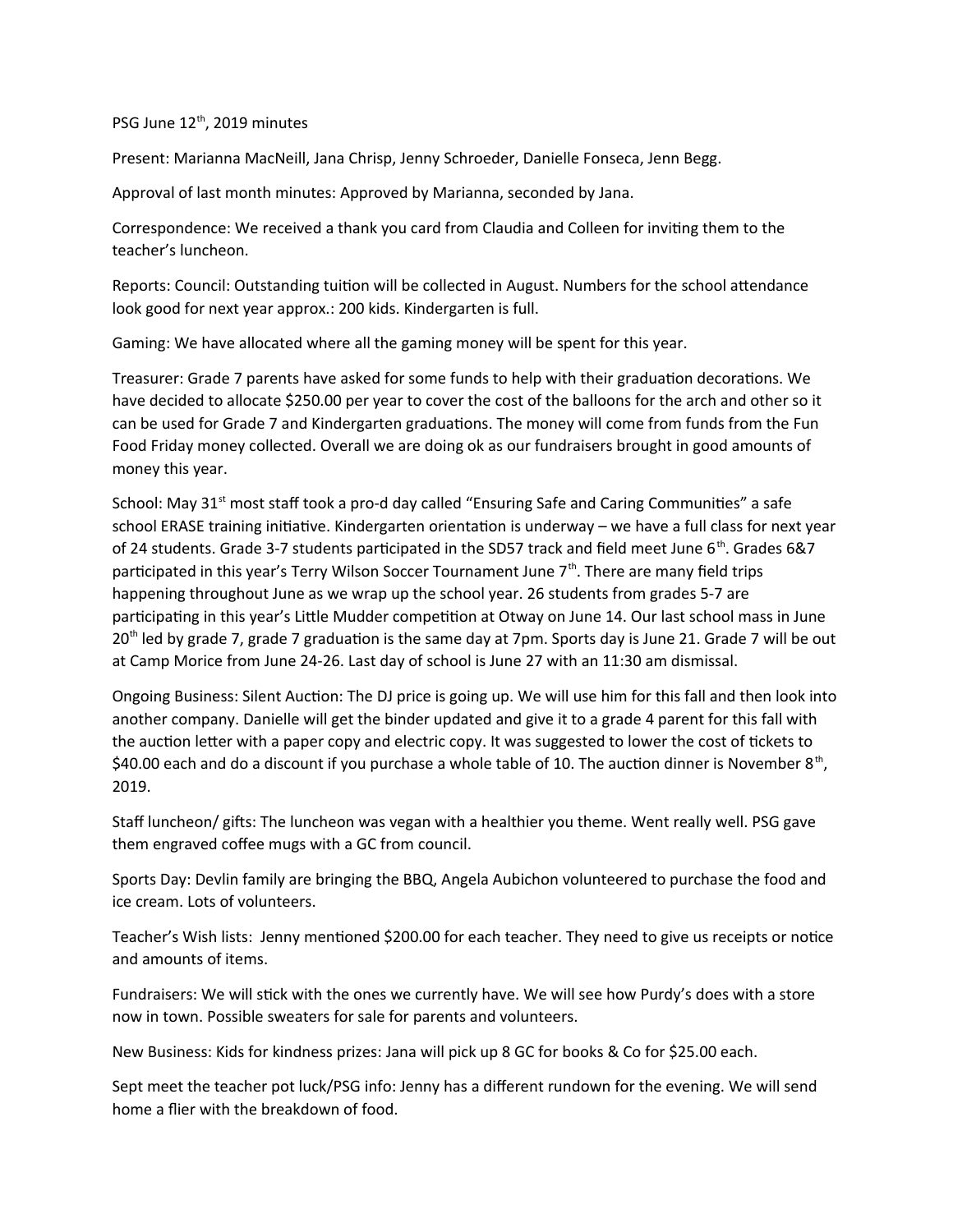PSG June 12th, 2019 minutes

Present: Marianna MacNeill, Jana Chrisp, Jenny Schroeder, Danielle Fonseca, Jenn Begg.

Approval of last month minutes: Approved by Marianna, seconded by Jana.

Correspondence: We received a thank you card from Claudia and Colleen for inviting them to the teacher's luncheon.

Reports: Council: Outstanding tuition will be collected in August. Numbers for the school attendance look good for next year approx.: 200 kids. Kindergarten is full.

Gaming: We have allocated where all the gaming money will be spent for this year.

Treasurer: Grade 7 parents have asked for some funds to help with their graduation decorations. We have decided to allocate $250.00 per year to cover the cost of the balloons for the arch and other so it can be used for Grade 7 and Kindergarten graduations. The money will come from funds from the Fun Food Friday money collected. Overall we are doing ok as our fundraisers brought in good amounts of money this year.

School: May 31st most staff took a pro-d day called "Ensuring Safe and Caring Communities" a safe school ERASE training initiative. Kindergarten orientation is underway – we have a full class for next year of 24 students. Grade 3-7 students participated in the SD57 track and field meet June 6th. Grades 6&7 participated in this year's Terry Wilson Soccer Tournament June 7th. There are many field trips happening throughout June as we wrap up the school year. 26 students from grades 5-7 are participating in this year's Little Mudder competition at Otway on June 14. Our last school mass in June 20th led by grade 7, grade 7 graduation is the same day at 7pm. Sports day is June 21. Grade 7 will be out at Camp Morice from June 24-26. Last day of school is June 27 with an 11:30 am dismissal.

Ongoing Business: Silent Auction: The DJ price is going up. We will use him for this fall and then look into another company. Danielle will get the binder updated and give it to a grade 4 parent for this fall with the auction letter with a paper copy and electric copy. It was suggested to lower the cost of tickets to $40.00 each and do a discount if you purchase a whole table of 10. The auction dinner is November 8th, 2019.

Staff luncheon/ gifts: The luncheon was vegan with a healthier you theme. Went really well. PSG gave them engraved coffee mugs with a GC from council.

Sports Day: Devlin family are bringing the BBQ, Angela Aubichon volunteered to purchase the food and ice cream. Lots of volunteers.

Teacher's Wish lists: Jenny mentioned $200.00 for each teacher. They need to give us receipts or notice and amounts of items.

Fundraisers: We will stick with the ones we currently have. We will see how Purdy's does with a store now in town. Possible sweaters for sale for parents and volunteers.

New Business: Kids for kindness prizes: Jana will pick up 8 GC for books & Co for $25.00 each.

Sept meet the teacher pot luck/PSG info: Jenny has a different rundown for the evening. We will send home a flier with the breakdown of food.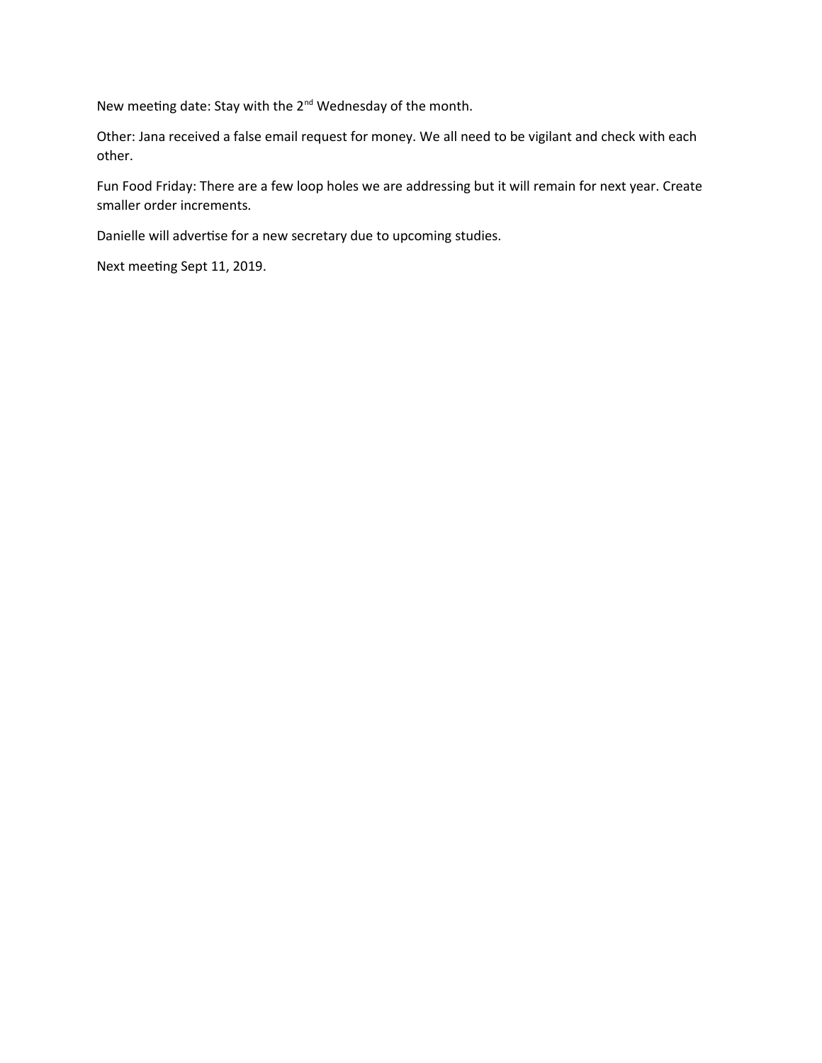New meeting date: Stay with the 2nd Wednesday of the month.

Other: Jana received a false email request for money. We all need to be vigilant and check with each other.

Fun Food Friday: There are a few loop holes we are addressing but it will remain for next year. Create smaller order increments.

Danielle will advertise for a new secretary due to upcoming studies.

Next meeting Sept 11, 2019.